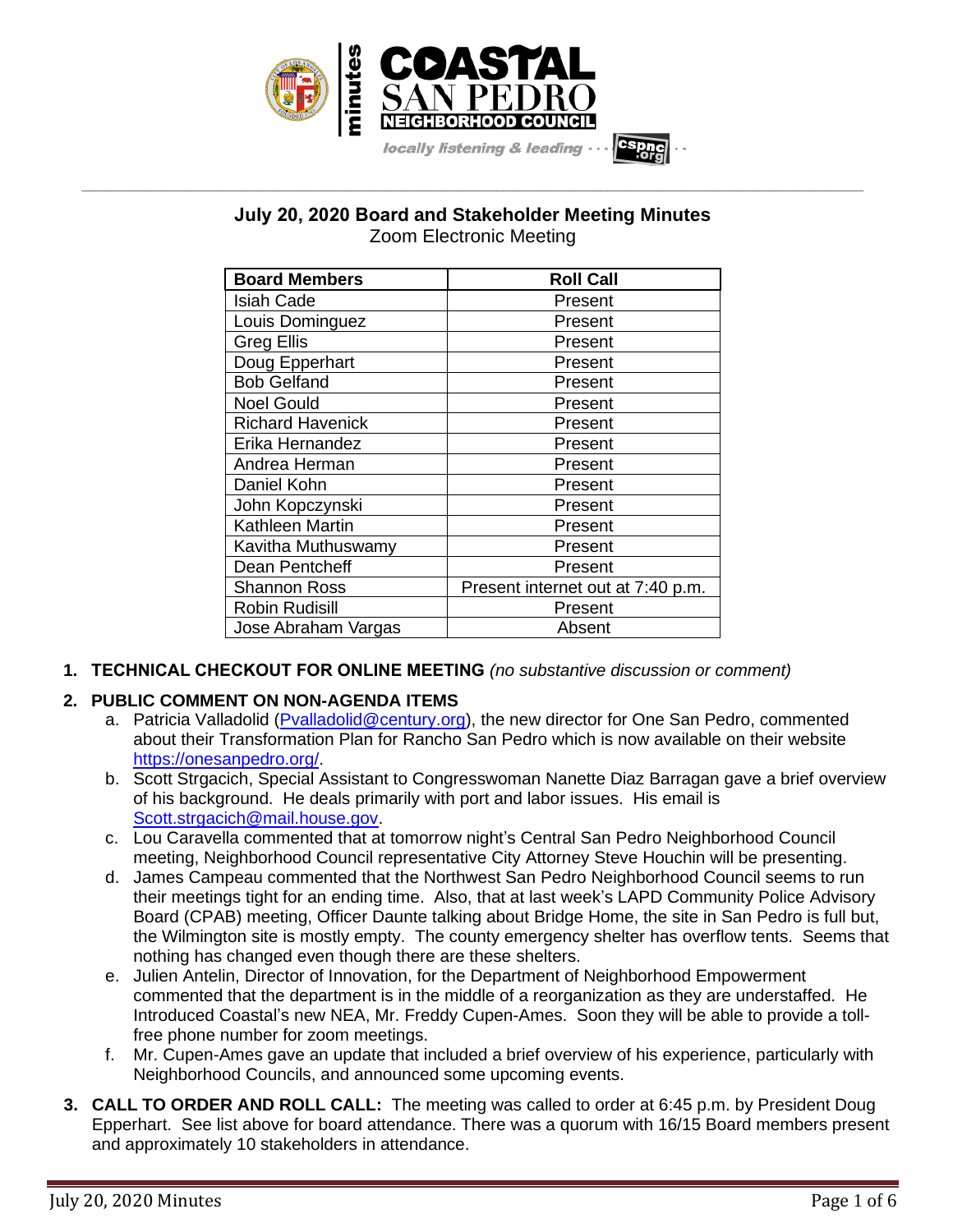# July 20, 2020 Board and Stakeholder Meeting Minutes

Zoom Electronic Meeting

| Board Members | Roll Call |
|---|---|
| Isiah Cade | Present |
| Louis Dominguez | Present |
| Greg Ellis | Present |
| Doug Epperhart | Present |
| Bob Gelfand | Present |
| Noel Gould | Present |
| Richard Havenick | Present |
| Erika Hernandez | Present |
| Andrea Herman | Present |
| Daniel Kohn | Present |
| John Kopczynski | Present |
| Kathleen Martin | Present |
| Kavitha Muthuswamy | Present |
| Dean Pentcheff | Present |
| Shannon Ross | Present internet out at 7:40 p.m. |
| Robin Rudisill | Present |
| Jose Abraham Vargas | Absent |

1. **TECHNICAL CHECKOUT FOR ONLINE MEETING** *(no substantive discussion or comment)*

2. **PUBLIC COMMENT ON NON-AGENDA ITEMS**
   a. Patricia Valladolid (Pvalladolid@century.org), the new director for One San Pedro, commented about their Transformation Plan for Rancho San Pedro which is now available on their website https://onesanpedro.org/.
   b. Scott Strgacich, Special Assistant to Congresswoman Nanette Diaz Barragan gave a brief overview of his background. He deals primarily with port and labor issues. His email is Scott.strgacich@mail.house.gov.
   c. Lou Caravella commented that at tomorrow night's Central San Pedro Neighborhood Council meeting, Neighborhood Council representative City Attorney Steve Houchin will be presenting.
   d. James Campeau commented that the Northwest San Pedro Neighborhood Council seems to run their meetings tight for an ending time. Also, that at last week's LAPD Community Police Advisory Board (CPAB) meeting, Officer Daunte talking about Bridge Home, the site in San Pedro is full but, the Wilmington site is mostly empty. The county emergency shelter has overflow tents. Seems that nothing has changed even though there are these shelters.
   e. Julien Antelin, Director of Innovation, for the Department of Neighborhood Empowerment commented that the department is in the middle of a reorganization as they are understaffed. He Introduced Coastal's new NEA, Mr. Freddy Cupen-Ames. Soon they will be able to provide a toll-free phone number for zoom meetings.
   f. Mr. Cupen-Ames gave an update that included a brief overview of his experience, particularly with Neighborhood Councils, and announced some upcoming events.

3. **CALL TO ORDER AND ROLL CALL:** The meeting was called to order at 6:45 p.m. by President Doug Epperhart. See list above for board attendance. There was a quorum with 16/15 Board members present and approximately 10 stakeholders in attendance.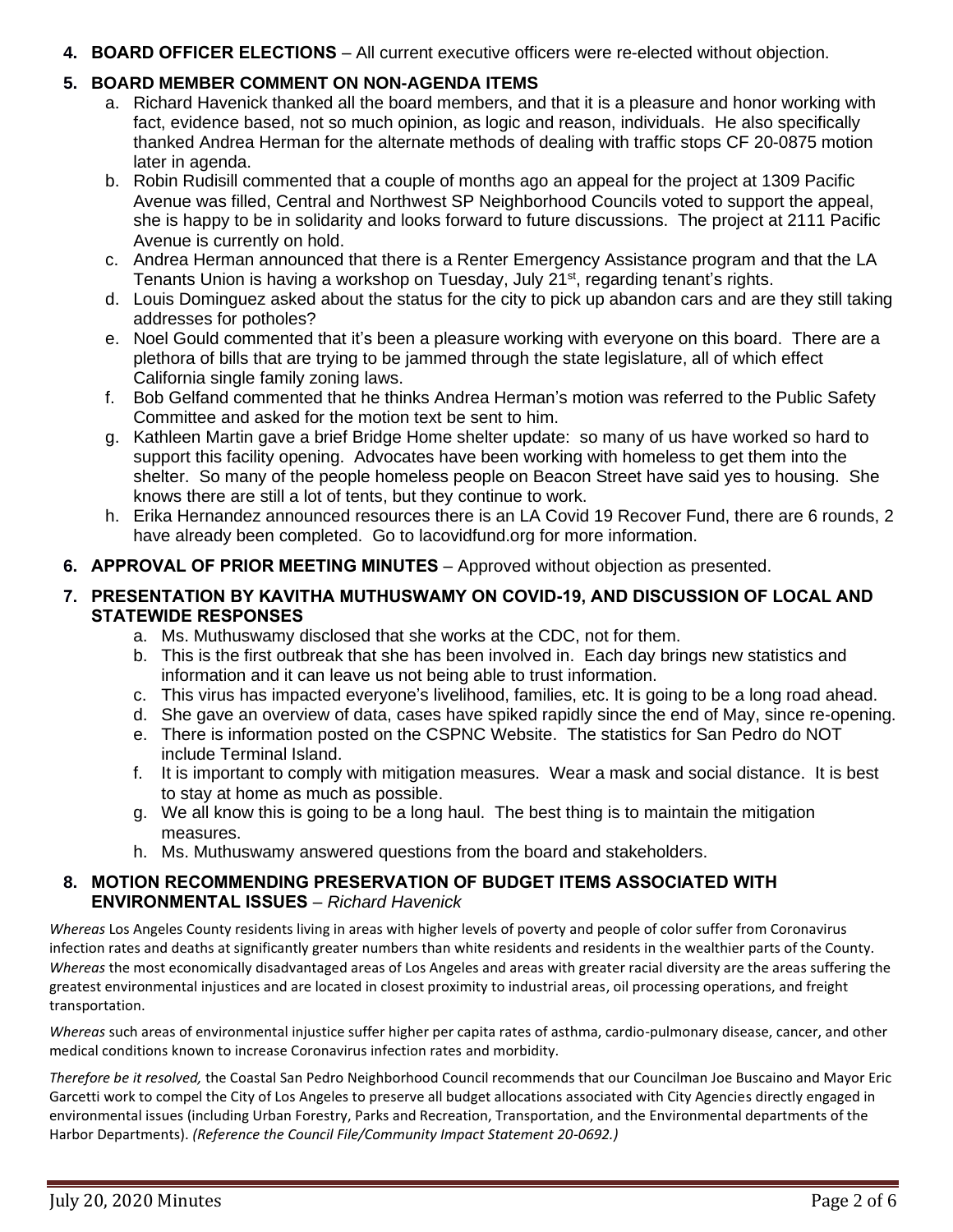4. **BOARD OFFICER ELECTIONS** – All current executive officers were re-elected without objection.

5. **BOARD MEMBER COMMENT ON NON-AGENDA ITEMS**
   a. Richard Havenick thanked all the board members, and that it is a pleasure and honor working with fact, evidence based, not so much opinion, as logic and reason, individuals. He also specifically thanked Andrea Herman for the alternate methods of dealing with traffic stops CF 20-0875 motion later in agenda.
   b. Robin Rudisill commented that a couple of months ago an appeal for the project at 1309 Pacific Avenue was filled, Central and Northwest SP Neighborhood Councils voted to support the appeal, she is happy to be in solidarity and looks forward to future discussions. The project at 2111 Pacific Avenue is currently on hold.
   c. Andrea Herman announced that there is a Renter Emergency Assistance program and that the LA Tenants Union is having a workshop on Tuesday, July 21st, regarding tenant's rights.
   d. Louis Dominguez asked about the status for the city to pick up abandon cars and are they still taking addresses for potholes?
   e. Noel Gould commented that it's been a pleasure working with everyone on this board. There are a plethora of bills that are trying to be jammed through the state legislature, all of which effect California single family zoning laws.
   f. Bob Gelfand commented that he thinks Andrea Herman's motion was referred to the Public Safety Committee and asked for the motion text be sent to him.
   g. Kathleen Martin gave a brief Bridge Home shelter update: so many of us have worked so hard to support this facility opening. Advocates have been working with homeless to get them into the shelter. So many of the people homeless people on Beacon Street have said yes to housing. She knows there are still a lot of tents, but they continue to work.
   h. Erika Hernandez announced resources there is an LA Covid 19 Recover Fund, there are 6 rounds, 2 have already been completed. Go to lacovidfund.org for more information.

6. **APPROVAL OF PRIOR MEETING MINUTES** – Approved without objection as presented.

7. **PRESENTATION BY KAVITHA MUTHUSWAMY ON COVID-19, AND DISCUSSION OF LOCAL AND STATEWIDE RESPONSES**
   a. Ms. Muthuswamy disclosed that she works at the CDC, not for them.
   b. This is the first outbreak that she has been involved in. Each day brings new statistics and information and it can leave us not being able to trust information.
   c. This virus has impacted everyone's livelihood, families, etc. It is going to be a long road ahead.
   d. She gave an overview of data, cases have spiked rapidly since the end of May, since re-opening.
   e. There is information posted on the CSPNC Website. The statistics for San Pedro do NOT include Terminal Island.
   f. It is important to comply with mitigation measures. Wear a mask and social distance. It is best to stay at home as much as possible.
   g. We all know this is going to be a long haul. The best thing is to maintain the mitigation measures.
   h. Ms. Muthuswamy answered questions from the board and stakeholders.

8. **MOTION RECOMMENDING PRESERVATION OF BUDGET ITEMS ASSOCIATED WITH ENVIRONMENTAL ISSUES** – *Richard Havenick*

*Whereas* Los Angeles County residents living in areas with higher levels of poverty and people of color suffer from Coronavirus infection rates and deaths at significantly greater numbers than white residents and residents in the wealthier parts of the County.
*Whereas* the most economically disadvantaged areas of Los Angeles and areas with greater racial diversity are the areas suffering the greatest environmental injustices and are located in closest proximity to industrial areas, oil processing operations, and freight transportation.

*Whereas* such areas of environmental injustice suffer higher per capita rates of asthma, cardio-pulmonary disease, cancer, and other medical conditions known to increase Coronavirus infection rates and morbidity.

*Therefore be it resolved,* the Coastal San Pedro Neighborhood Council recommends that our Councilman Joe Buscaino and Mayor Eric Garcetti work to compel the City of Los Angeles to preserve all budget allocations associated with City Agencies directly engaged in environmental issues (including Urban Forestry, Parks and Recreation, Transportation, and the Environmental departments of the Harbor Departments). *(Reference the Council File/Community Impact Statement 20-0692.)*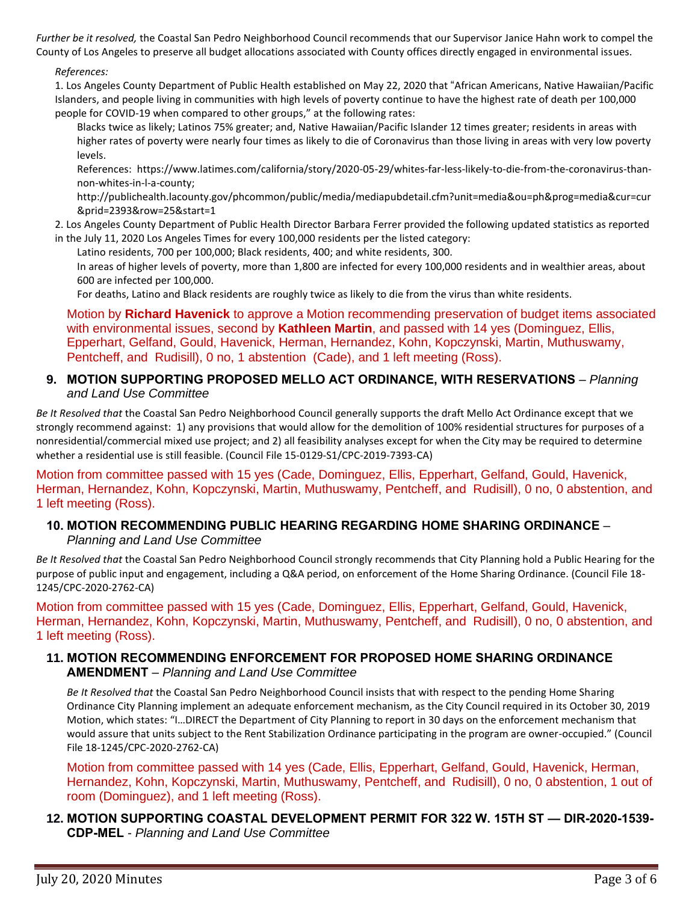*Further be it resolved,* the Coastal San Pedro Neighborhood Council recommends that our Supervisor Janice Hahn work to compel the County of Los Angeles to preserve all budget allocations associated with County offices directly engaged in environmental issues.

*References:*

1. Los Angeles County Department of Public Health established on May 22, 2020 that "African Americans, Native Hawaiian/Pacific Islanders, and people living in communities with high levels of poverty continue to have the highest rate of death per 100,000 people for COVID-19 when compared to other groups," at the following rates:

   Blacks twice as likely; Latinos 75% greater; and, Native Hawaiian/Pacific Islander 12 times greater; residents in areas with higher rates of poverty were nearly four times as likely to die of Coronavirus than those living in areas with very low poverty levels.

   References: https://www.latimes.com/california/story/2020-05-29/whites-far-less-likely-to-die-from-the-coronavirus-than-non-whites-in-l-a-county;
   http://publichealth.lacounty.gov/phcommon/public/media/mediapubdetail.cfm?unit=media&ou=ph&prog=media&cur=cur&prid=2393&row=25&start=1

2. Los Angeles County Department of Public Health Director Barbara Ferrer provided the following updated statistics as reported in the July 11, 2020 Los Angeles Times for every 100,000 residents per the listed category:

   Latino residents, 700 per 100,000; Black residents, 400; and white residents, 300.

   In areas of higher levels of poverty, more than 1,800 are infected for every 100,000 residents and in wealthier areas, about 600 are infected per 100,000.

   For deaths, Latino and Black residents are roughly twice as likely to die from the virus than white residents.

Motion by **Richard Havenick** to approve a Motion recommending preservation of budget items associated with environmental issues, second by **Kathleen Martin**, and passed with 14 yes (Dominguez, Ellis, Epperhart, Gelfand, Gould, Havenick, Herman, Hernandez, Kohn, Kopczynski, Martin, Muthuswamy, Pentcheff, and Rudisill), 0 no, 1 abstention (Cade), and 1 left meeting (Ross).

### 9. MOTION SUPPORTING PROPOSED MELLO ACT ORDINANCE, WITH RESERVATIONS – *Planning and Land Use Committee*

*Be It Resolved that* the Coastal San Pedro Neighborhood Council generally supports the draft Mello Act Ordinance except that we strongly recommend against: 1) any provisions that would allow for the demolition of 100% residential structures for purposes of a nonresidential/commercial mixed use project; and 2) all feasibility analyses except for when the City may be required to determine whether a residential use is still feasible. (Council File 15-0129-S1/CPC-2019-7393-CA)

Motion from committee passed with 15 yes (Cade, Dominguez, Ellis, Epperhart, Gelfand, Gould, Havenick, Herman, Hernandez, Kohn, Kopczynski, Martin, Muthuswamy, Pentcheff, and Rudisill), 0 no, 0 abstention, and 1 left meeting (Ross).

### 10. MOTION RECOMMENDING PUBLIC HEARING REGARDING HOME SHARING ORDINANCE – *Planning and Land Use Committee*

*Be It Resolved that* the Coastal San Pedro Neighborhood Council strongly recommends that City Planning hold a Public Hearing for the purpose of public input and engagement, including a Q&A period, on enforcement of the Home Sharing Ordinance. (Council File 18-1245/CPC-2020-2762-CA)

Motion from committee passed with 15 yes (Cade, Dominguez, Ellis, Epperhart, Gelfand, Gould, Havenick, Herman, Hernandez, Kohn, Kopczynski, Martin, Muthuswamy, Pentcheff, and Rudisill), 0 no, 0 abstention, and 1 left meeting (Ross).

### 11. MOTION RECOMMENDING ENFORCEMENT FOR PROPOSED HOME SHARING ORDINANCE AMENDMENT – *Planning and Land Use Committee*

*Be It Resolved that* the Coastal San Pedro Neighborhood Council insists that with respect to the pending Home Sharing Ordinance City Planning implement an adequate enforcement mechanism, as the City Council required in its October 30, 2019 Motion, which states: "I…DIRECT the Department of City Planning to report in 30 days on the enforcement mechanism that would assure that units subject to the Rent Stabilization Ordinance participating in the program are owner-occupied." (Council File 18-1245/CPC-2020-2762-CA)

Motion from committee passed with 14 yes (Cade, Ellis, Epperhart, Gelfand, Gould, Havenick, Herman, Hernandez, Kohn, Kopczynski, Martin, Muthuswamy, Pentcheff, and Rudisill), 0 no, 0 abstention, 1 out of room (Dominguez), and 1 left meeting (Ross).

### 12. MOTION SUPPORTING COASTAL DEVELOPMENT PERMIT FOR 322 W. 15TH ST — DIR-2020-1539-CDP-MEL - *Planning and Land Use Committee*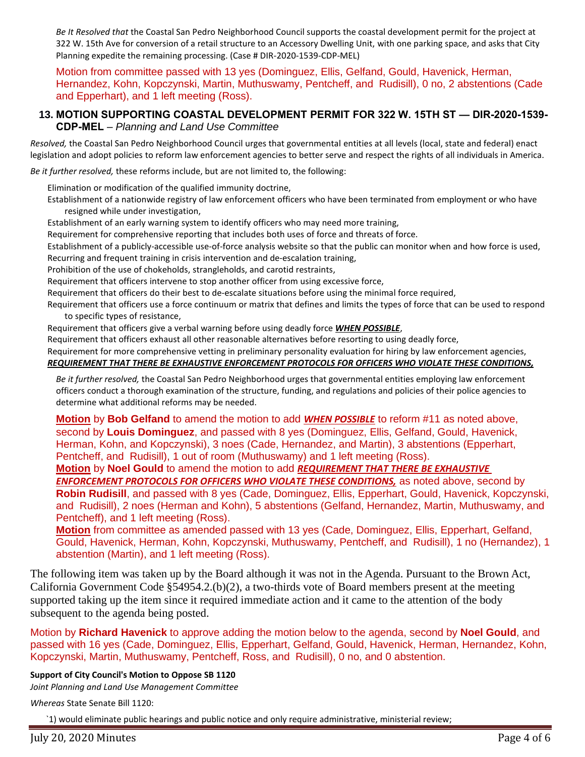*Be It Resolved that* the Coastal San Pedro Neighborhood Council supports the coastal development permit for the project at 322 W. 15th Ave for conversion of a retail structure to an Accessory Dwelling Unit, with one parking space, and asks that City Planning expedite the remaining processing. (Case # DIR-2020-1539-CDP-MEL)

Motion from committee passed with 13 yes (Dominguez, Ellis, Gelfand, Gould, Havenick, Herman, Hernandez, Kohn, Kopczynski, Martin, Muthuswamy, Pentcheff, and Rudisill), 0 no, 2 abstentions (Cade and Epperhart), and 1 left meeting (Ross).

## 13. MOTION SUPPORTING COASTAL DEVELOPMENT PERMIT FOR 322 W. 15TH ST — DIR-2020-1539-CDP-MEL – *Planning and Land Use Committee*

*Resolved,* the Coastal San Pedro Neighborhood Council urges that governmental entities at all levels (local, state and federal) enact legislation and adopt policies to reform law enforcement agencies to better serve and respect the rights of all individuals in America.

*Be it further resolved,* these reforms include, but are not limited to, the following:

- Elimination or modification of the qualified immunity doctrine,
- Establishment of a nationwide registry of law enforcement officers who have been terminated from employment or who have resigned while under investigation,
- Establishment of an early warning system to identify officers who may need more training,
- Requirement for comprehensive reporting that includes both uses of force and threats of force.
- Establishment of a publicly-accessible use-of-force analysis website so that the public can monitor when and how force is used,
- Recurring and frequent training in crisis intervention and de-escalation training,
- Prohibition of the use of chokeholds, strangleholds, and carotid restraints,
- Requirement that officers intervene to stop another officer from using excessive force,
- Requirement that officers do their best to de-escalate situations before using the minimal force required,
- Requirement that officers use a force continuum or matrix that defines and limits the types of force that can be used to respond to specific types of resistance,
- Requirement that officers give a verbal warning before using deadly force ***WHEN POSSIBLE***,
- Requirement that officers exhaust all other reasonable alternatives before resorting to using deadly force,
- Requirement for more comprehensive vetting in preliminary personality evaluation for hiring by law enforcement agencies,
- ***REQUIREMENT THAT THERE BE EXHAUSTIVE ENFORCEMENT PROTOCOLS FOR OFFICERS WHO VIOLATE THESE CONDITIONS,***

*Be it further resolved,* the Coastal San Pedro Neighborhood urges that governmental entities employing law enforcement officers conduct a thorough examination of the structure, funding, and regulations and policies of their police agencies to determine what additional reforms may be needed.

**Motion** by **Bob Gelfand** to amend the motion to add ***WHEN POSSIBLE*** to reform #11 as noted above, second by **Louis Dominguez**, and passed with 8 yes (Dominguez, Ellis, Gelfand, Gould, Havenick, Herman, Kohn, and Kopczynski), 3 noes (Cade, Hernandez, and Martin), 3 abstentions (Epperhart, Pentcheff, and Rudisill), 1 out of room (Muthuswamy) and 1 left meeting (Ross).

**Motion** by **Noel Gould** to amend the motion to add ***REQUIREMENT THAT THERE BE EXHAUSTIVE ENFORCEMENT PROTOCOLS FOR OFFICERS WHO VIOLATE THESE CONDITIONS,*** as noted above, second by **Robin Rudisill**, and passed with 8 yes (Cade, Dominguez, Ellis, Epperhart, Gould, Havenick, Kopczynski, and Rudisill), 2 noes (Herman and Kohn), 5 abstentions (Gelfand, Hernandez, Martin, Muthuswamy, and Pentcheff), and 1 left meeting (Ross).

**Motion** from committee as amended passed with 13 yes (Cade, Dominguez, Ellis, Epperhart, Gelfand, Gould, Havenick, Herman, Kohn, Kopczynski, Muthuswamy, Pentcheff, and Rudisill), 1 no (Hernandez), 1 abstention (Martin), and 1 left meeting (Ross).

The following item was taken up by the Board although it was not in the Agenda. Pursuant to the Brown Act, California Government Code §54954.2.(b)(2), a two-thirds vote of Board members present at the meeting supported taking up the item since it required immediate action and it came to the attention of the body subsequent to the agenda being posted.

Motion by **Richard Havenick** to approve adding the motion below to the agenda, second by **Noel Gould**, and passed with 16 yes (Cade, Dominguez, Ellis, Epperhart, Gelfand, Gould, Havenick, Herman, Hernandez, Kohn, Kopczynski, Martin, Muthuswamy, Pentcheff, Ross, and Rudisill), 0 no, and 0 abstention.

**Support of City Council's Motion to Oppose SB 1120**

*Joint Planning and Land Use Management Committee*

*Whereas* State Senate Bill 1120:

`1) would eliminate public hearings and public notice and only require administrative, ministerial review;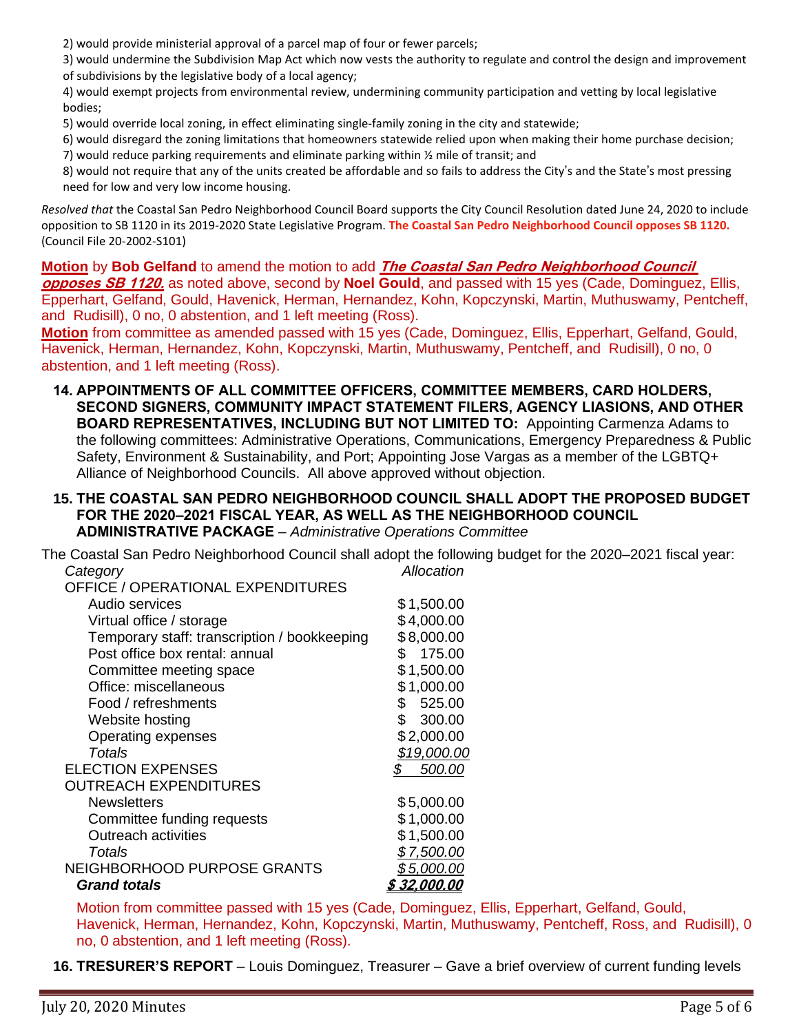2) would provide ministerial approval of a parcel map of four or fewer parcels;

3) would undermine the Subdivision Map Act which now vests the authority to regulate and control the design and improvement of subdivisions by the legislative body of a local agency;

4) would exempt projects from environmental review, undermining community participation and vetting by local legislative bodies;

5) would override local zoning, in effect eliminating single-family zoning in the city and statewide;

6) would disregard the zoning limitations that homeowners statewide relied upon when making their home purchase decision;

7) would reduce parking requirements and eliminate parking within ½ mile of transit; and

8) would not require that any of the units created be affordable and so fails to address the City's and the State's most pressing need for low and very low income housing.

*Resolved that* the Coastal San Pedro Neighborhood Council Board supports the City Council Resolution dated June 24, 2020 to include opposition to SB 1120 in its 2019-2020 State Legislative Program. **The Coastal San Pedro Neighborhood Council opposes SB 1120.** (Council File 20-2002-S101)

**Motion** by **Bob Gelfand** to amend the motion to add ***The Coastal San Pedro Neighborhood Council opposes SB 1120.*** as noted above, second by **Noel Gould**, and passed with 15 yes (Cade, Dominguez, Ellis, Epperhart, Gelfand, Gould, Havenick, Herman, Hernandez, Kohn, Kopczynski, Martin, Muthuswamy, Pentcheff, and Rudisill), 0 no, 0 abstention, and 1 left meeting (Ross).

**Motion** from committee as amended passed with 15 yes (Cade, Dominguez, Ellis, Epperhart, Gelfand, Gould, Havenick, Herman, Hernandez, Kohn, Kopczynski, Martin, Muthuswamy, Pentcheff, and Rudisill), 0 no, 0 abstention, and 1 left meeting (Ross).

14. **APPOINTMENTS OF ALL COMMITTEE OFFICERS, COMMITTEE MEMBERS, CARD HOLDERS, SECOND SIGNERS, COMMUNITY IMPACT STATEMENT FILERS, AGENCY LIASIONS, AND OTHER BOARD REPRESENTATIVES, INCLUDING BUT NOT LIMITED TO:** Appointing Carmenza Adams to the following committees: Administrative Operations, Communications, Emergency Preparedness & Public Safety, Environment & Sustainability, and Port; Appointing Jose Vargas as a member of the LGBTQ+ Alliance of Neighborhood Councils. All above approved without objection.

15. **THE COASTAL SAN PEDRO NEIGHBORHOOD COUNCIL SHALL ADOPT THE PROPOSED BUDGET FOR THE 2020–2021 FISCAL YEAR, AS WELL AS THE NEIGHBORHOOD COUNCIL ADMINISTRATIVE PACKAGE** – *Administrative Operations Committee*

The Coastal San Pedro Neighborhood Council shall adopt the following budget for the 2020–2021 fiscal year:

| *Category* | *Allocation* |
|---|---|
| OFFICE / OPERATIONAL EXPENDITURES | |
| Audio services | $1,500.00 |
| Virtual office / storage | $4,000.00 |
| Temporary staff: transcription / bookkeeping | $8,000.00 |
| Post office box rental: annual | $ 175.00 |
| Committee meeting space | $1,500.00 |
| Office: miscellaneous | $1,000.00 |
| Food / refreshments | $ 525.00 |
| Website hosting | $ 300.00 |
| Operating expenses | $2,000.00 |
| *Totals* | *$19,000.00* |
| ELECTION EXPENSES | *$ 500.00* |
| OUTREACH EXPENDITURES | |
| Newsletters | $5,000.00 |
| Committee funding requests | $1,000.00 |
| Outreach activities | $1,500.00 |
| *Totals* | *$7,500.00* |
| NEIGHBORHOOD PURPOSE GRANTS | *$5,000.00* |
| ***Grand totals*** | ***$ 32,000.00*** |

Motion from committee passed with 15 yes (Cade, Dominguez, Ellis, Epperhart, Gelfand, Gould, Havenick, Herman, Hernandez, Kohn, Kopczynski, Martin, Muthuswamy, Pentcheff, Ross, and Rudisill), 0 no, 0 abstention, and 1 left meeting (Ross).

16. **TRESURER'S REPORT** – Louis Dominguez, Treasurer – Gave a brief overview of current funding levels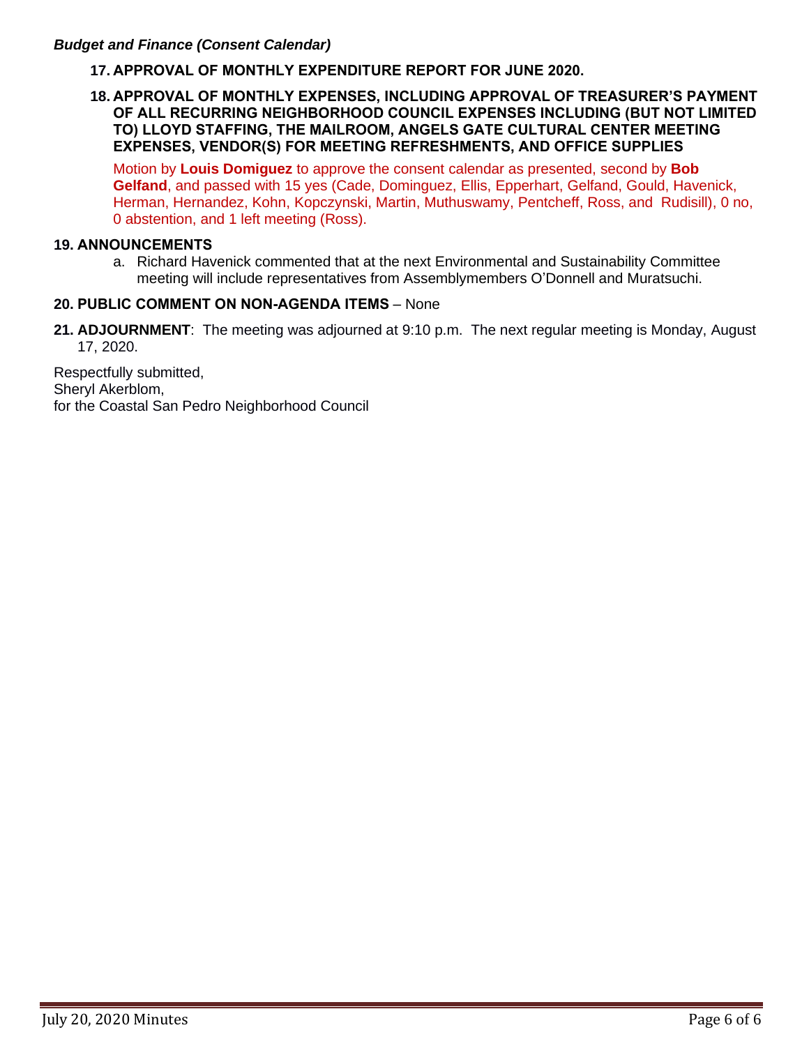***Budget and Finance (Consent Calendar)***

**17. APPROVAL OF MONTHLY EXPENDITURE REPORT FOR JUNE 2020.**

**18. APPROVAL OF MONTHLY EXPENSES, INCLUDING APPROVAL OF TREASURER'S PAYMENT OF ALL RECURRING NEIGHBORHOOD COUNCIL EXPENSES INCLUDING (BUT NOT LIMITED TO) LLOYD STAFFING, THE MAILROOM, ANGELS GATE CULTURAL CENTER MEETING EXPENSES, VENDOR(S) FOR MEETING REFRESHMENTS, AND OFFICE SUPPLIES**

Motion by **Louis Domiguez** to approve the consent calendar as presented, second by **Bob Gelfand**, and passed with 15 yes (Cade, Dominguez, Ellis, Epperhart, Gelfand, Gould, Havenick, Herman, Hernandez, Kohn, Kopczynski, Martin, Muthuswamy, Pentcheff, Ross, and Rudisill), 0 no, 0 abstention, and 1 left meeting (Ross).

**19. ANNOUNCEMENTS**

a. Richard Havenick commented that at the next Environmental and Sustainability Committee meeting will include representatives from Assemblymembers O'Donnell and Muratsuchi.

**20. PUBLIC COMMENT ON NON-AGENDA ITEMS** – None

**21. ADJOURNMENT**: The meeting was adjourned at 9:10 p.m. The next regular meeting is Monday, August 17, 2020.

Respectfully submitted,
Sheryl Akerblom,
for the Coastal San Pedro Neighborhood Council